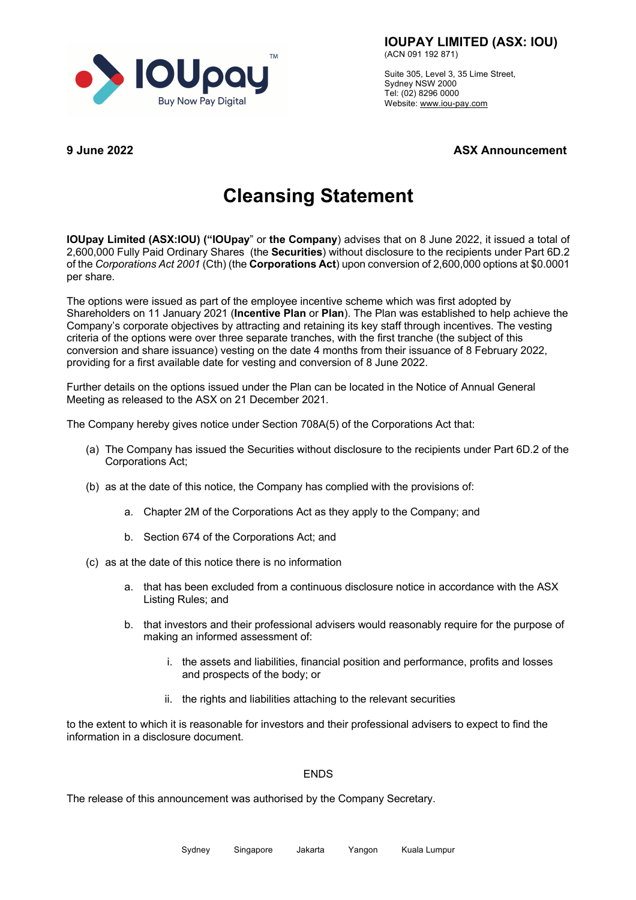**IOUPAY LIMITED (ASX: IOU)**
(ACN 091 192 871)

Suite 305, Level 3, 35 Lime Street,
Sydney NSW 2000
Tel: (02) 8296 0000
Website: www.iou-pay.com

**9 June 2022** **ASX Announcement**

# Cleansing Statement

**IOUpay Limited (ASX:IOU) ("IOUpay**" or **the Company**) advises that on 8 June 2022, it issued a total of 2,600,000 Fully Paid Ordinary Shares (the **Securities**) without disclosure to the recipients under Part 6D.2 of the *Corporations Act 2001* (Cth) (the **Corporations Act**) upon conversion of 2,600,000 options at $0.0001 per share.

The options were issued as part of the employee incentive scheme which was first adopted by Shareholders on 11 January 2021 (**Incentive Plan** or **Plan**). The Plan was established to help achieve the Company's corporate objectives by attracting and retaining its key staff through incentives. The vesting criteria of the options were over three separate tranches, with the first tranche (the subject of this conversion and share issuance) vesting on the date 4 months from their issuance of 8 February 2022, providing for a first available date for vesting and conversion of 8 June 2022.

Further details on the options issued under the Plan can be located in the Notice of Annual General Meeting as released to the ASX on 21 December 2021.

The Company hereby gives notice under Section 708A(5) of the Corporations Act that:

(a) The Company has issued the Securities without disclosure to the recipients under Part 6D.2 of the Corporations Act;

(b) as at the date of this notice, the Company has complied with the provisions of:

   a. Chapter 2M of the Corporations Act as they apply to the Company; and

   b. Section 674 of the Corporations Act; and

(c) as at the date of this notice there is no information

   a. that has been excluded from a continuous disclosure notice in accordance with the ASX Listing Rules; and

   b. that investors and their professional advisers would reasonably require for the purpose of making an informed assessment of:

      i. the assets and liabilities, financial position and performance, profits and losses and prospects of the body; or

      ii. the rights and liabilities attaching to the relevant securities

to the extent to which it is reasonable for investors and their professional advisers to expect to find the information in a disclosure document.

ENDS

The release of this announcement was authorised by the Company Secretary.

Sydney Singapore Jakarta Yangon Kuala Lumpur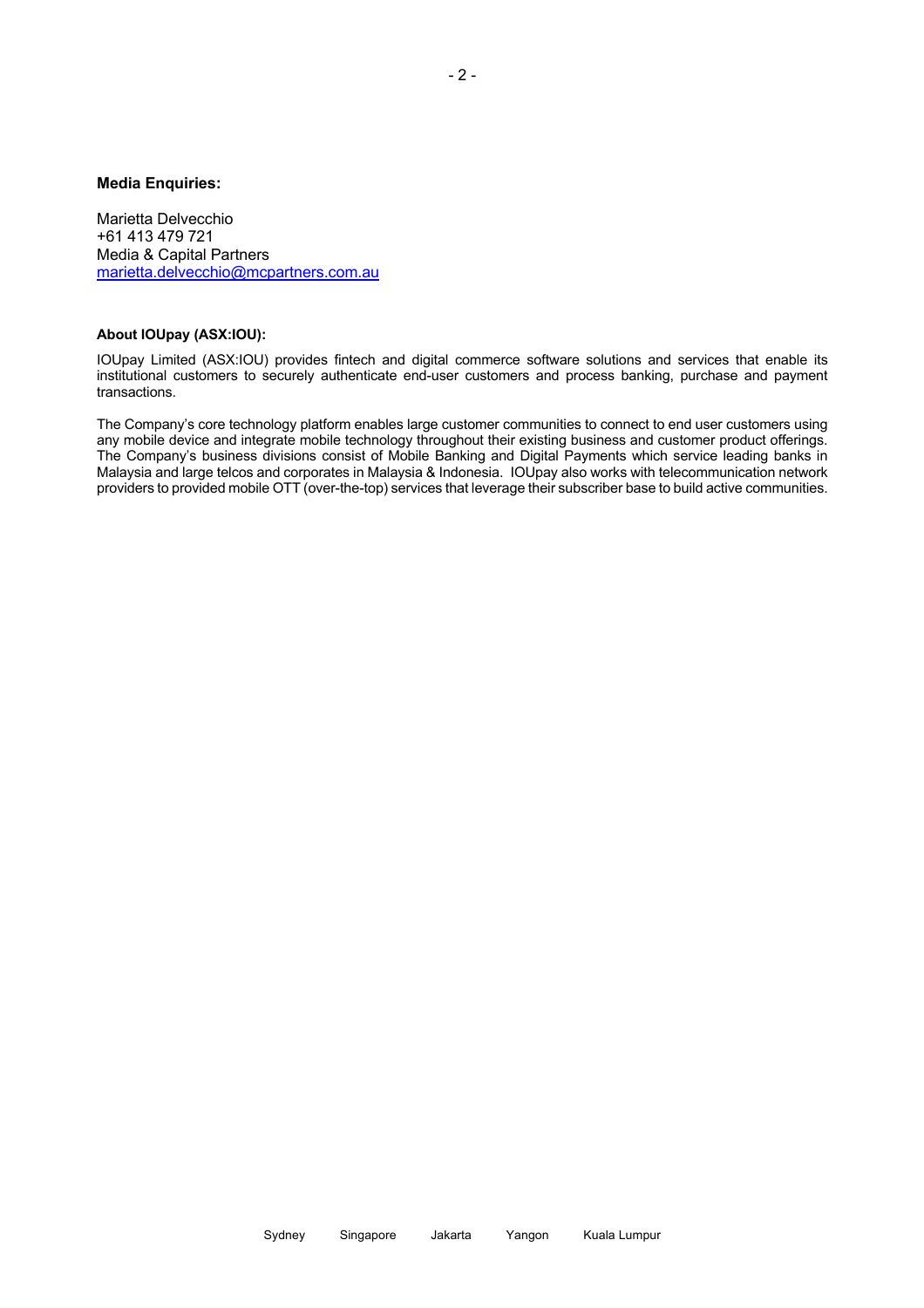**Media Enquiries:**

Marietta Delvecchio
+61 413 479 721
Media & Capital Partners
marietta.delvecchio@mcpartners.com.au

**About IOUpay (ASX:IOU):**

IOUpay Limited (ASX:IOU) provides fintech and digital commerce software solutions and services that enable its institutional customers to securely authenticate end-user customers and process banking, purchase and payment transactions.

The Company's core technology platform enables large customer communities to connect to end user customers using any mobile device and integrate mobile technology throughout their existing business and customer product offerings. The Company's business divisions consist of Mobile Banking and Digital Payments which service leading banks in Malaysia and large telcos and corporates in Malaysia & Indonesia. IOUpay also works with telecommunication network providers to provided mobile OTT (over-the-top) services that leverage their subscriber base to build active communities.

Sydney Singapore Jakarta Yangon Kuala Lumpur